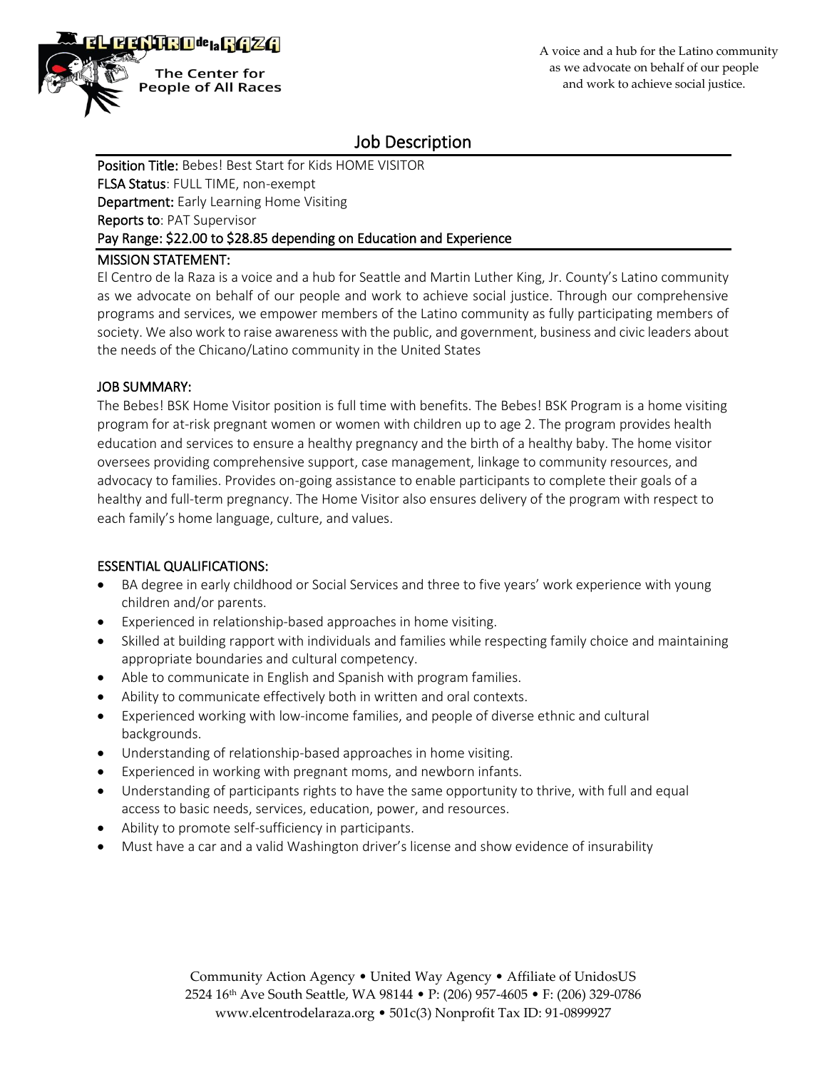EL CENTRO de la RAZA

The Center for People of All Races

A voice and a hub for the Latino community as we advocate on behalf of our people and work to achieve social justice.

# Job Description

**Position Title:** Bebes! Best Start for Kids HOME VISITOR
**FLSA Status**: FULL TIME, non-exempt
**Department:** Early Learning Home Visiting
**Reports to**: PAT Supervisor
**Pay Range: $22.00 to $28.85 depending on Education and Experience**

## MISSION STATEMENT:

El Centro de la Raza is a voice and a hub for Seattle and Martin Luther King, Jr. County's Latino community as we advocate on behalf of our people and work to achieve social justice. Through our comprehensive programs and services, we empower members of the Latino community as fully participating members of society. We also work to raise awareness with the public, and government, business and civic leaders about the needs of the Chicano/Latino community in the United States

## JOB SUMMARY:

The Bebes! BSK Home Visitor position is full time with benefits. The Bebes! BSK Program is a home visiting program for at-risk pregnant women or women with children up to age 2. The program provides health education and services to ensure a healthy pregnancy and the birth of a healthy baby. The home visitor oversees providing comprehensive support, case management, linkage to community resources, and advocacy to families. Provides on-going assistance to enable participants to complete their goals of a healthy and full-term pregnancy. The Home Visitor also ensures delivery of the program with respect to each family's home language, culture, and values.

## ESSENTIAL QUALIFICATIONS:

- BA degree in early childhood or Social Services and three to five years' work experience with young children and/or parents.
- Experienced in relationship-based approaches in home visiting.
- Skilled at building rapport with individuals and families while respecting family choice and maintaining appropriate boundaries and cultural competency.
- Able to communicate in English and Spanish with program families.
- Ability to communicate effectively both in written and oral contexts.
- Experienced working with low-income families, and people of diverse ethnic and cultural backgrounds.
- Understanding of relationship-based approaches in home visiting.
- Experienced in working with pregnant moms, and newborn infants.
- Understanding of participants rights to have the same opportunity to thrive, with full and equal access to basic needs, services, education, power, and resources.
- Ability to promote self-sufficiency in participants.
- Must have a car and a valid Washington driver's license and show evidence of insurability

Community Action Agency • United Way Agency • Affiliate of UnidosUS
2524 16th Ave South Seattle, WA 98144 • P: (206) 957-4605 • F: (206) 329-0786
www.elcentrodelaraza.org • 501c(3) Nonprofit Tax ID: 91-0899927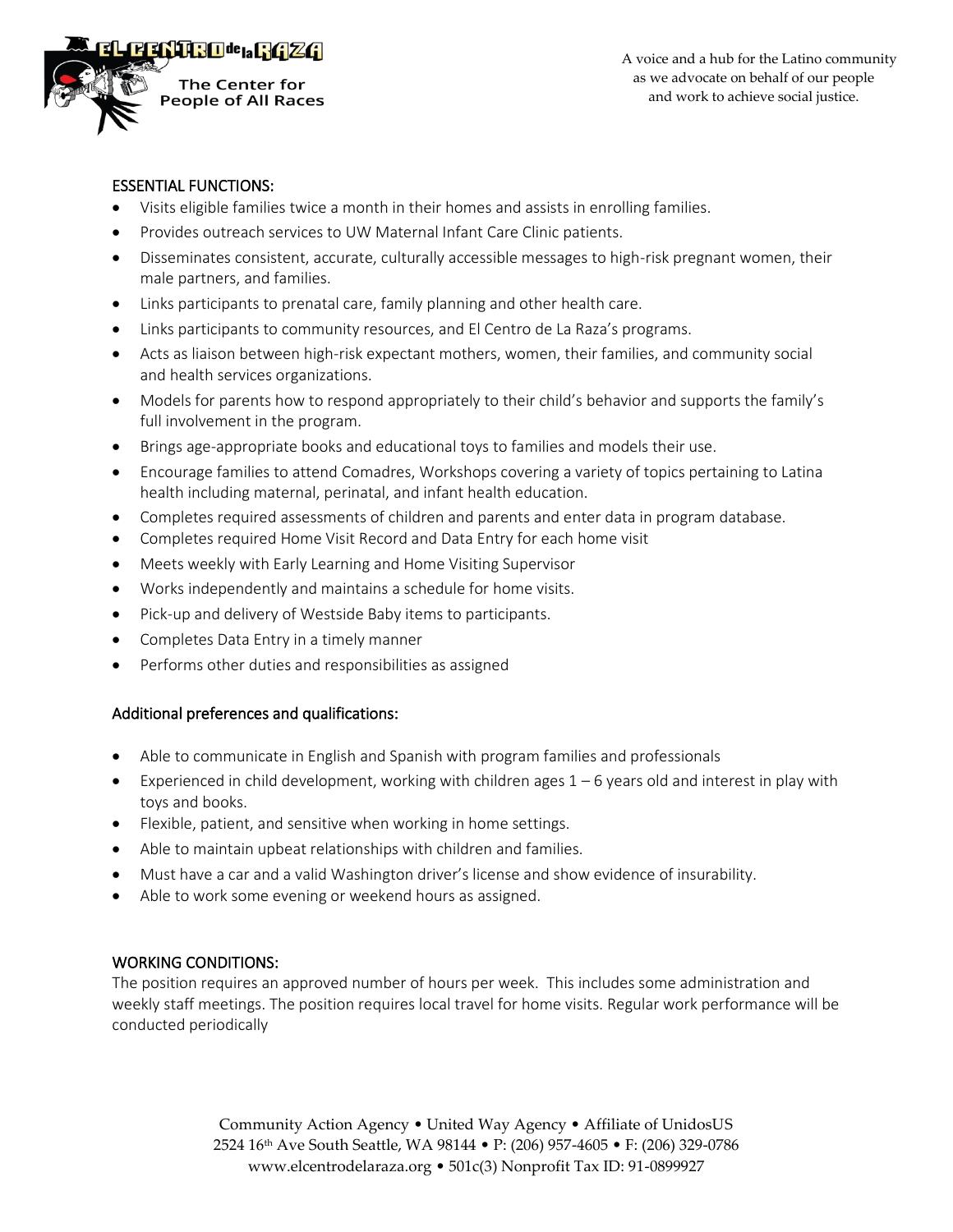## ESSENTIAL FUNCTIONS:

- Visits eligible families twice a month in their homes and assists in enrolling families.
- Provides outreach services to UW Maternal Infant Care Clinic patients.
- Disseminates consistent, accurate, culturally accessible messages to high-risk pregnant women, their male partners, and families.
- Links participants to prenatal care, family planning and other health care.
- Links participants to community resources, and El Centro de La Raza's programs.
- Acts as liaison between high-risk expectant mothers, women, their families, and community social and health services organizations.
- Models for parents how to respond appropriately to their child's behavior and supports the family's full involvement in the program.
- Brings age-appropriate books and educational toys to families and models their use.
- Encourage families to attend Comadres, Workshops covering a variety of topics pertaining to Latina health including maternal, perinatal, and infant health education.
- Completes required assessments of children and parents and enter data in program database.
- Completes required Home Visit Record and Data Entry for each home visit
- Meets weekly with Early Learning and Home Visiting Supervisor
- Works independently and maintains a schedule for home visits.
- Pick-up and delivery of Westside Baby items to participants.
- Completes Data Entry in a timely manner
- Performs other duties and responsibilities as assigned

## Additional preferences and qualifications:

- Able to communicate in English and Spanish with program families and professionals
- Experienced in child development, working with children ages 1 – 6 years old and interest in play with toys and books.
- Flexible, patient, and sensitive when working in home settings.
- Able to maintain upbeat relationships with children and families.
- Must have a car and a valid Washington driver's license and show evidence of insurability.
- Able to work some evening or weekend hours as assigned.

## WORKING CONDITIONS:

The position requires an approved number of hours per week. This includes some administration and weekly staff meetings. The position requires local travel for home visits. Regular work performance will be conducted periodically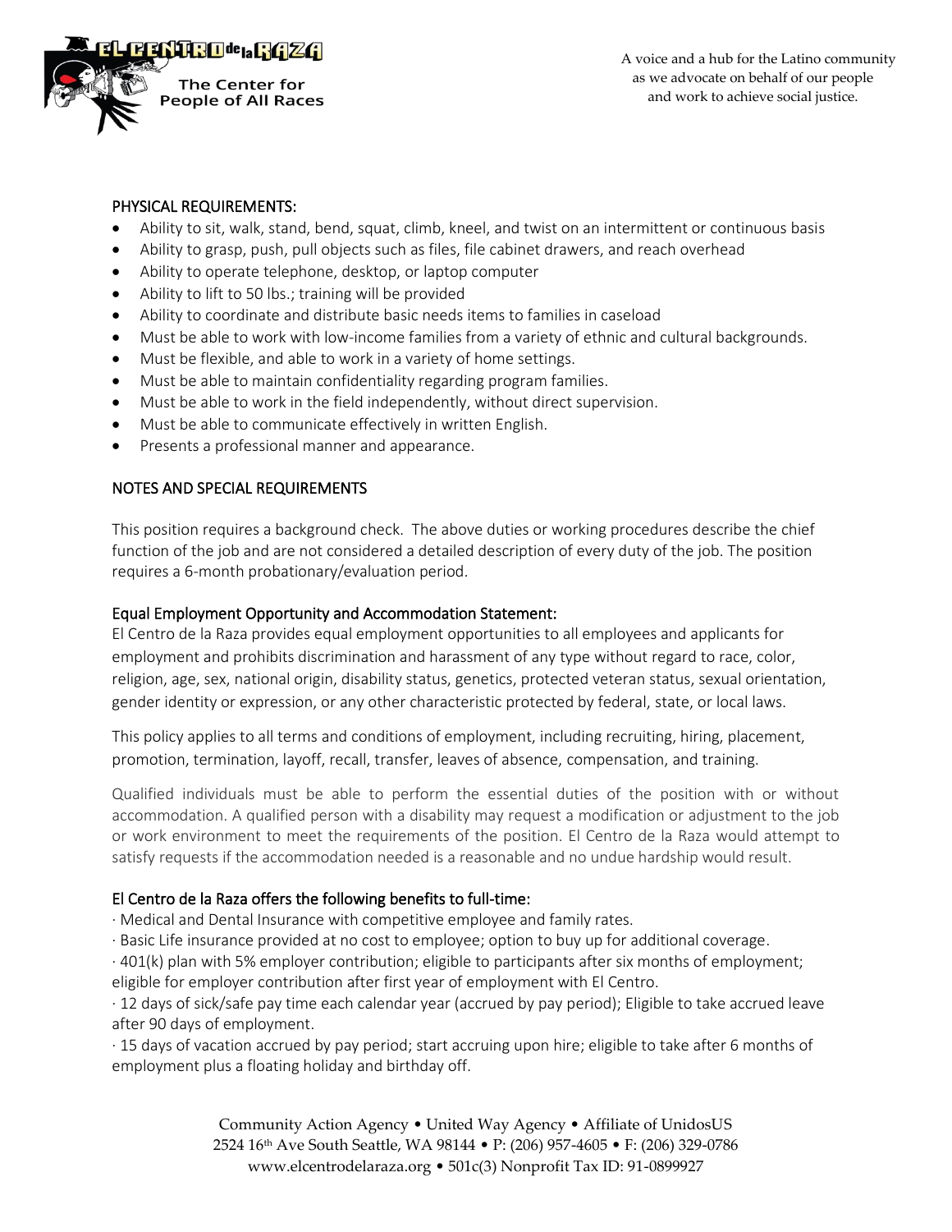## PHYSICAL REQUIREMENTS:

- Ability to sit, walk, stand, bend, squat, climb, kneel, and twist on an intermittent or continuous basis
- Ability to grasp, push, pull objects such as files, file cabinet drawers, and reach overhead
- Ability to operate telephone, desktop, or laptop computer
- Ability to lift to 50 lbs.; training will be provided
- Ability to coordinate and distribute basic needs items to families in caseload
- Must be able to work with low-income families from a variety of ethnic and cultural backgrounds.
- Must be flexible, and able to work in a variety of home settings.
- Must be able to maintain confidentiality regarding program families.
- Must be able to work in the field independently, without direct supervision.
- Must be able to communicate effectively in written English.
- Presents a professional manner and appearance.

## NOTES AND SPECIAL REQUIREMENTS

This position requires a background check. The above duties or working procedures describe the chief function of the job and are not considered a detailed description of every duty of the job. The position requires a 6-month probationary/evaluation period.

## Equal Employment Opportunity and Accommodation Statement:

El Centro de la Raza provides equal employment opportunities to all employees and applicants for employment and prohibits discrimination and harassment of any type without regard to race, color, religion, age, sex, national origin, disability status, genetics, protected veteran status, sexual orientation, gender identity or expression, or any other characteristic protected by federal, state, or local laws.

This policy applies to all terms and conditions of employment, including recruiting, hiring, placement, promotion, termination, layoff, recall, transfer, leaves of absence, compensation, and training.

Qualified individuals must be able to perform the essential duties of the position with or without accommodation. A qualified person with a disability may request a modification or adjustment to the job or work environment to meet the requirements of the position. El Centro de la Raza would attempt to satisfy requests if the accommodation needed is a reasonable and no undue hardship would result.

## El Centro de la Raza offers the following benefits to full-time:

· Medical and Dental Insurance with competitive employee and family rates.
· Basic Life insurance provided at no cost to employee; option to buy up for additional coverage.
· 401(k) plan with 5% employer contribution; eligible to participants after six months of employment; eligible for employer contribution after first year of employment with El Centro.
· 12 days of sick/safe pay time each calendar year (accrued by pay period); Eligible to take accrued leave after 90 days of employment.
· 15 days of vacation accrued by pay period; start accruing upon hire; eligible to take after 6 months of employment plus a floating holiday and birthday off.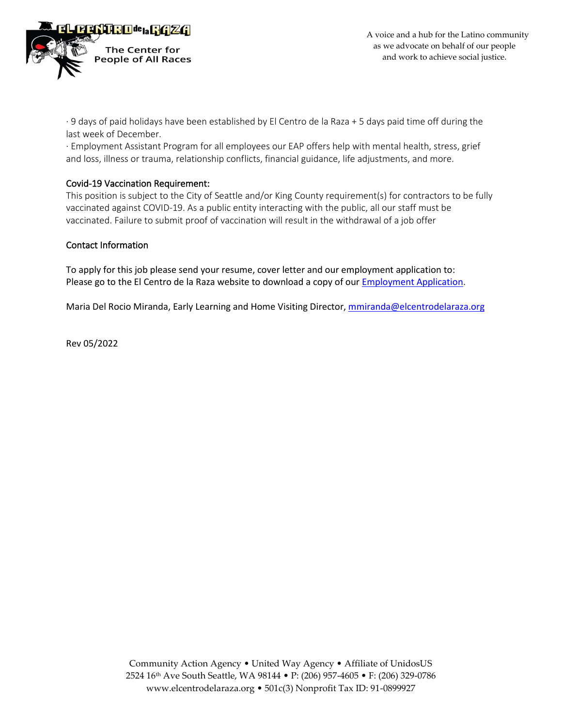· 9 days of paid holidays have been established by El Centro de la Raza + 5 days paid time off during the last week of December.
· Employment Assistant Program for all employees our EAP offers help with mental health, stress, grief and loss, illness or trauma, relationship conflicts, financial guidance, life adjustments, and more.

Covid-19 Vaccination Requirement:
This position is subject to the City of Seattle and/or King County requirement(s) for contractors to be fully vaccinated against COVID-19. As a public entity interacting with the public, all our staff must be vaccinated. Failure to submit proof of vaccination will result in the withdrawal of a job offer

Contact Information

To apply for this job please send your resume, cover letter and our employment application to:
Please go to the El Centro de la Raza website to download a copy of our Employment Application.

Maria Del Rocio Miranda, Early Learning and Home Visiting Director, mmiranda@elcentrodelaraza.org

Rev 05/2022